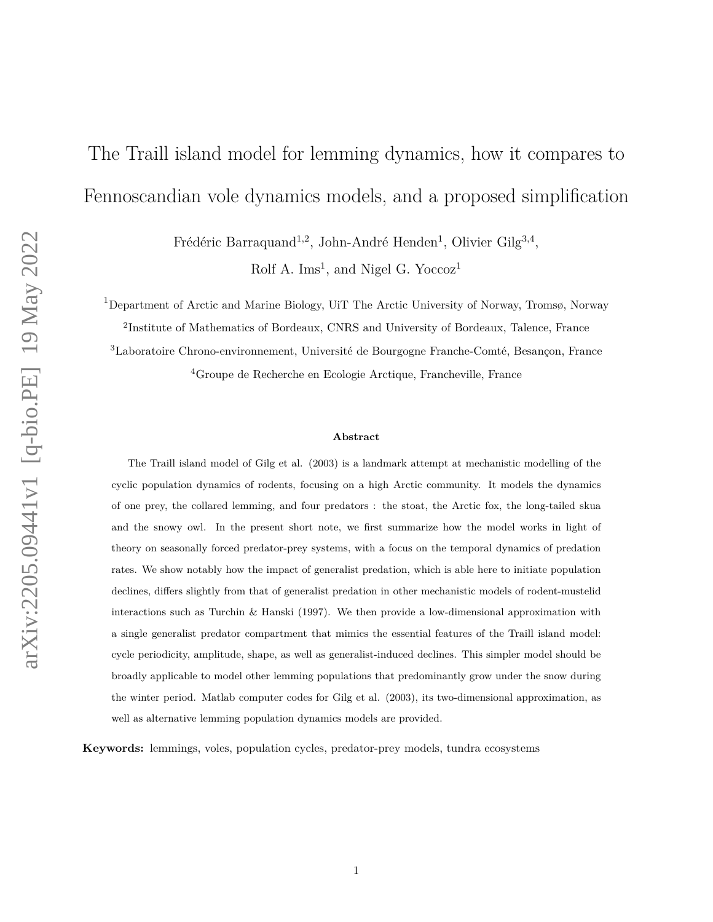# The Traill island model for lemming dynamics, how it compares to Fennoscandian vole dynamics models, and a proposed simplification

Frédéric Barraquand[1,2], John-André Henden[1], Olivier Gilg[3,4], Rolf A. Ims[1], and Nigel G. Yoccoz[1]

[1]Department of Arctic and Marine Biology, UiT The Arctic University of Norway, Tromsø, Norway

[2]Institute of Mathematics of Bordeaux, CNRS and University of Bordeaux, Talence, France

[3]Laboratoire Chrono-environnement, Université de Bourgogne Franche-Comté, Besançon, France

[4]Groupe de Recherche en Ecologie Arctique, Francheville, France

**Abstract**

The Traill island model of Gilg et al. (2003) is a landmark attempt at mechanistic modelling of the cyclic population dynamics of rodents, focusing on a high Arctic community. It models the dynamics of one prey, the collared lemming, and four predators : the stoat, the Arctic fox, the long-tailed skua and the snowy owl. In the present short note, we first summarize how the model works in light of theory on seasonally forced predator-prey systems, with a focus on the temporal dynamics of predation rates. We show notably how the impact of generalist predation, which is able here to initiate population declines, differs slightly from that of generalist predation in other mechanistic models of rodent-mustelid interactions such as Turchin & Hanski (1997). We then provide a low-dimensional approximation with a single generalist predator compartment that mimics the essential features of the Traill island model: cycle periodicity, amplitude, shape, as well as generalist-induced declines. This simpler model should be broadly applicable to model other lemming populations that predominantly grow under the snow during the winter period. Matlab computer codes for Gilg et al. (2003), its two-dimensional approximation, as well as alternative lemming population dynamics models are provided.

**Keywords:** lemmings, voles, population cycles, predator-prey models, tundra ecosystems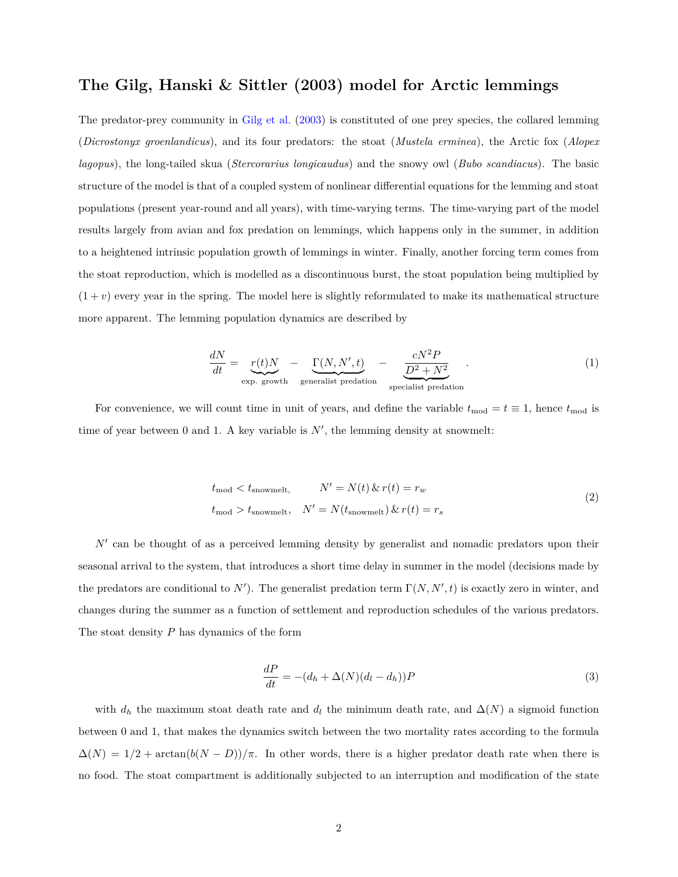## The Gilg, Hanski & Sittler (2003) model for Arctic lemmings

The predator-prey community in Gilg et al. (2003) is constituted of one prey species, the collared lemming (*Dicrostonyx groenlandicus*), and its four predators: the stoat (*Mustela erminea*), the Arctic fox (*Alopex lagopus*), the long-tailed skua (*Stercorarius longicaudus*) and the snowy owl (*Bubo scandiacus*). The basic structure of the model is that of a coupled system of nonlinear differential equations for the lemming and stoat populations (present year-round and all years), with time-varying terms. The time-varying part of the model results largely from avian and fox predation on lemmings, which happens only in the summer, in addition to a heightened intrinsic population growth of lemmings in winter. Finally, another forcing term comes from the stoat reproduction, which is modelled as a discontinuous burst, the stoat population being multiplied by $(1+v)$ every year in the spring. The model here is slightly reformulated to make its mathematical structure more apparent. The lemming population dynamics are described by

$$\frac{dN}{dt} = \underbrace{r(t)N}_{\text{exp. growth}} - \underbrace{\Gamma(N, N', t)}_{\text{generalist predation}} - \underbrace{\frac{cN^2P}{D^2+N^2}}_{\text{specialist predation}} . \tag{1}$$

For convenience, we will count time in unit of years, and define the variable $t_{\text{mod}} = t \equiv 1$, hence $t_{\text{mod}}$ is time of year between 0 and 1. A key variable is $N'$, the lemming density at snowmelt:

$$\begin{aligned} t_{\text{mod}} < t_{\text{snowmelt}}, &\quad N' = N(t) \,\&\, r(t) = r_w \\ t_{\text{mod}} > t_{\text{snowmelt}}, &\quad N' = N(t_{\text{snowmelt}}) \,\&\, r(t) = r_s \end{aligned} \tag{2}$$

$N'$ can be thought of as a perceived lemming density by generalist and nomadic predators upon their seasonal arrival to the system, that introduces a short time delay in summer in the model (decisions made by the predators are conditional to $N'$). The generalist predation term $\Gamma(N, N', t)$ is exactly zero in winter, and changes during the summer as a function of settlement and reproduction schedules of the various predators. The stoat density $P$ has dynamics of the form

$$\frac{dP}{dt} = -(d_h + \Delta(N)(d_l - d_h))P \tag{3}$$

with $d_h$ the maximum stoat death rate and $d_l$ the minimum death rate, and $\Delta(N)$ a sigmoid function between 0 and 1, that makes the dynamics switch between the two mortality rates according to the formula $\Delta(N) = 1/2 + \arctan(b(N-D))/\pi$. In other words, there is a higher predator death rate when there is no food. The stoat compartment is additionally subjected to an interruption and modification of the state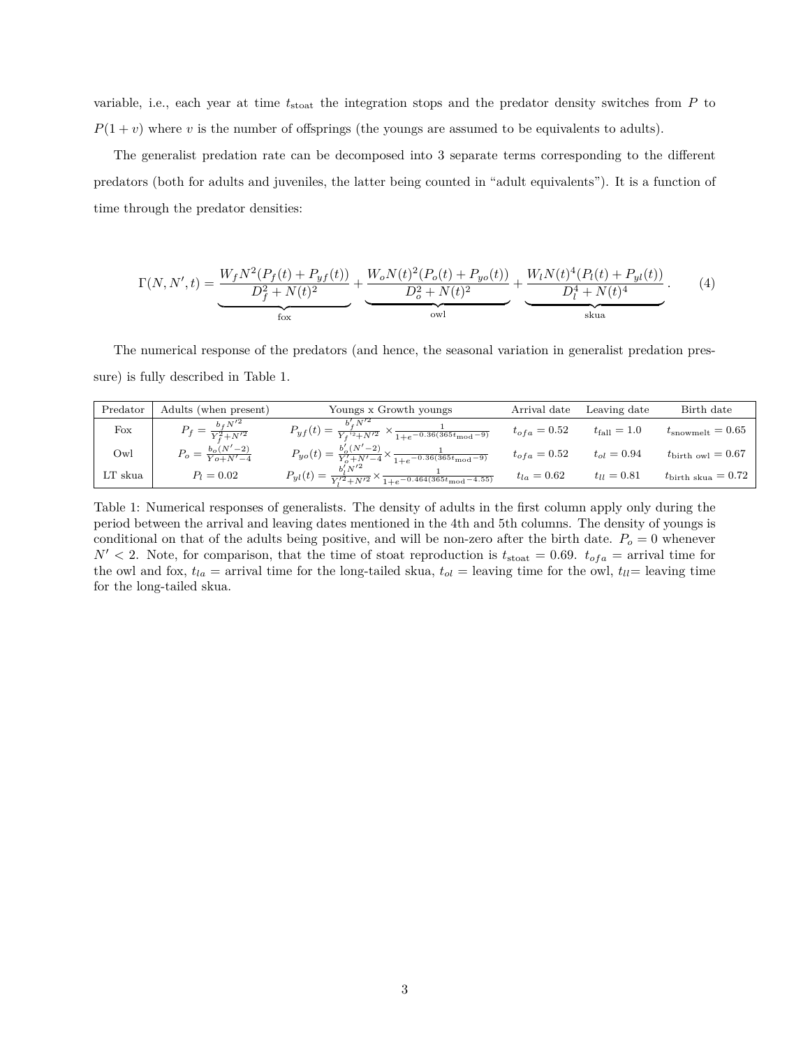variable, i.e., each year at time $t_{\text{stoat}}$ the integration stops and the predator density switches from $P$ to $P(1+v)$ where $v$ is the number of offsprings (the youngs are assumed to be equivalents to adults).

The generalist predation rate can be decomposed into 3 separate terms corresponding to the different predators (both for adults and juveniles, the latter being counted in "adult equivalents"). It is a function of time through the predator densities:

$$\Gamma(N, N', t) = \underbrace{\frac{W_f N^2 (P_f(t) + P_{yf}(t))}{D_f^2 + N(t)^2}}_{\text{fox}} + \underbrace{\frac{W_o N(t)^2 (P_o(t) + P_{yo}(t))}{D_o^2 + N(t)^2}}_{\text{owl}} + \underbrace{\frac{W_l N(t)^4 (P_l(t) + P_{yl}(t))}{D_l^4 + N(t)^4}}_{\text{skua}}. \qquad (4)$$

The numerical response of the predators (and hence, the seasonal variation in generalist predation pressure) is fully described in Table 1.

| Predator | Adults (when present) | Youngs x Growth youngs | Arrival date | Leaving date | Birth date |
|---|---|---|---|---|---|
| Fox | $P_f = \frac{b_f N'^2}{Y_f^2 + N'^2}$ | $P_{yf}(t) = \frac{b'_f N'^2}{Y_f'^2 + N'^2} \times \frac{1}{1+e^{-0.36(365 t_{\text{mod}} - 9)}}$ | $t_{ofa} = 0.52$ | $t_{\text{fall}} = 1.0$ | $t_{\text{snowmelt}} = 0.65$ |
| Owl | $P_o = \frac{b_o(N'-2)}{Yo + N' - 4}$ | $P_{yo}(t) = \frac{b'_o(N'-2)}{Y'_o + N' - 4} \times \frac{1}{1+e^{-0.36(365 t_{\text{mod}} - 9)}}$ | $t_{ofa} = 0.52$ | $t_{ol} = 0.94$ | $t_{\text{birth owl}} = 0.67$ |
| LT skua | $P_l = 0.02$ | $P_{yl}(t) = \frac{b'_l N'^2}{Y_l'^2 + N'^2} \times \frac{1}{1+e^{-0.464(365 t_{\text{mod}} - 4.55)}}$ | $t_{la} = 0.62$ | $t_{ll} = 0.81$ | $t_{\text{birth skua}} = 0.72$ |

Table 1: Numerical responses of generalists. The density of adults in the first column apply only during the period between the arrival and leaving dates mentioned in the 4th and 5th columns. The density of youngs is conditional on that of the adults being positive, and will be non-zero after the birth date. $P_o = 0$ whenever $N' < 2$. Note, for comparison, that the time of stoat reproduction is $t_{\text{stoat}} = 0.69$. $t_{ofa}$ = arrival time for the owl and fox, $t_{la}$ = arrival time for the long-tailed skua, $t_{ol}$ = leaving time for the owl, $t_{ll}$= leaving time for the long-tailed skua.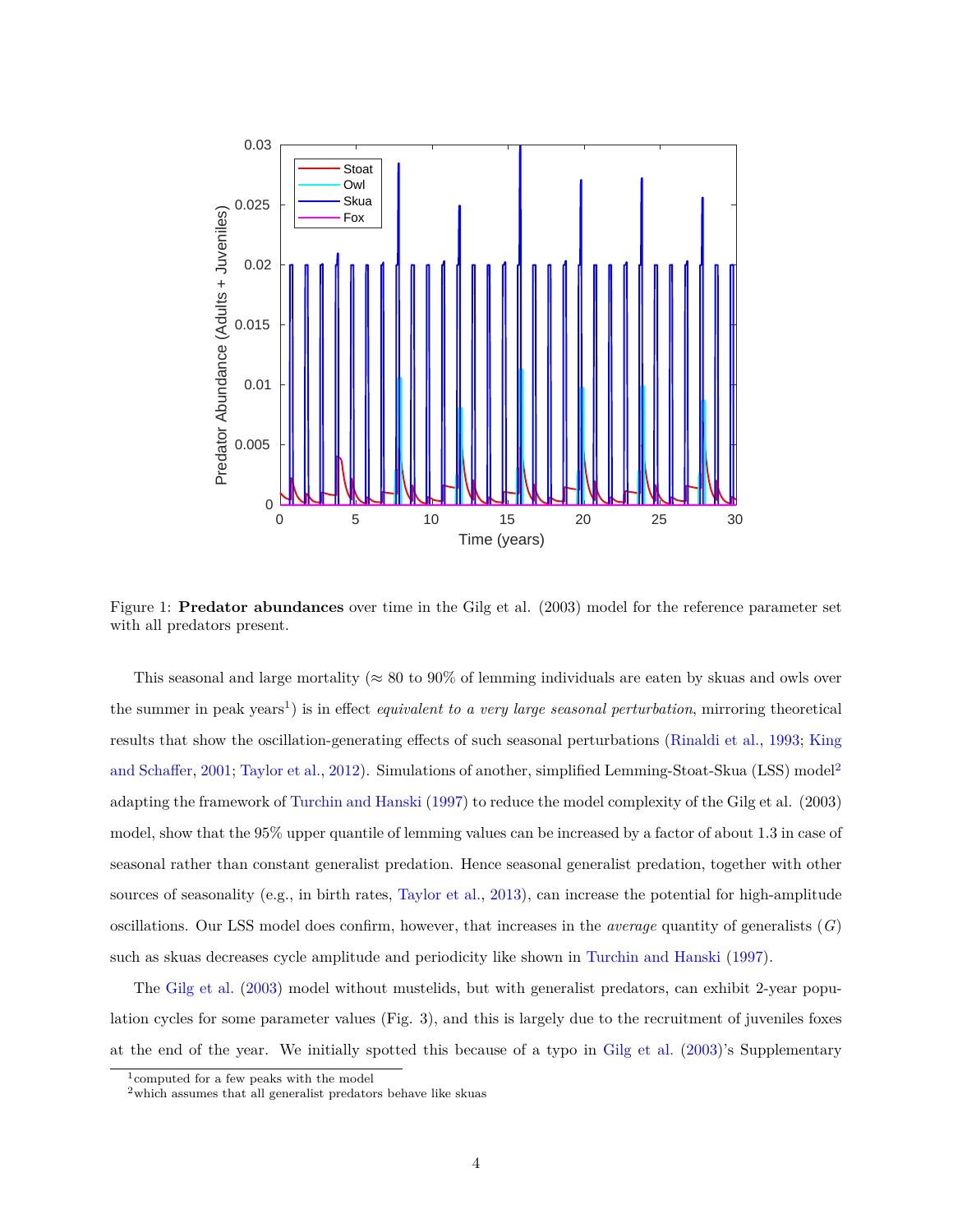Figure 1: **Predator abundances** over time in the Gilg et al. (2003) model for the reference parameter set with all predators present.

This seasonal and large mortality ($\approx$ 80 to 90% of lemming individuals are eaten by skuas and owls over the summer in peak years[1]) is in effect *equivalent to a very large seasonal perturbation*, mirroring theoretical results that show the oscillation-generating effects of such seasonal perturbations (Rinaldi et al., 1993; King and Schaffer, 2001; Taylor et al., 2012). Simulations of another, simplified Lemming-Stoat-Skua (LSS) model[2] adapting the framework of Turchin and Hanski (1997) to reduce the model complexity of the Gilg et al. (2003) model, show that the 95% upper quantile of lemming values can be increased by a factor of about 1.3 in case of seasonal rather than constant generalist predation. Hence seasonal generalist predation, together with other sources of seasonality (e.g., in birth rates, Taylor et al., 2013), can increase the potential for high-amplitude oscillations. Our LSS model does confirm, however, that increases in the *average* quantity of generalists ($G$) such as skuas decreases cycle amplitude and periodicity like shown in Turchin and Hanski (1997).

The Gilg et al. (2003) model without mustelids, but with generalist predators, can exhibit 2-year population cycles for some parameter values (Fig. 3), and this is largely due to the recruitment of juveniles foxes at the end of the year. We initially spotted this because of a typo in Gilg et al. (2003)'s Supplementary

[1] computed for a few peaks with the model

[2] which assumes that all generalist predators behave like skuas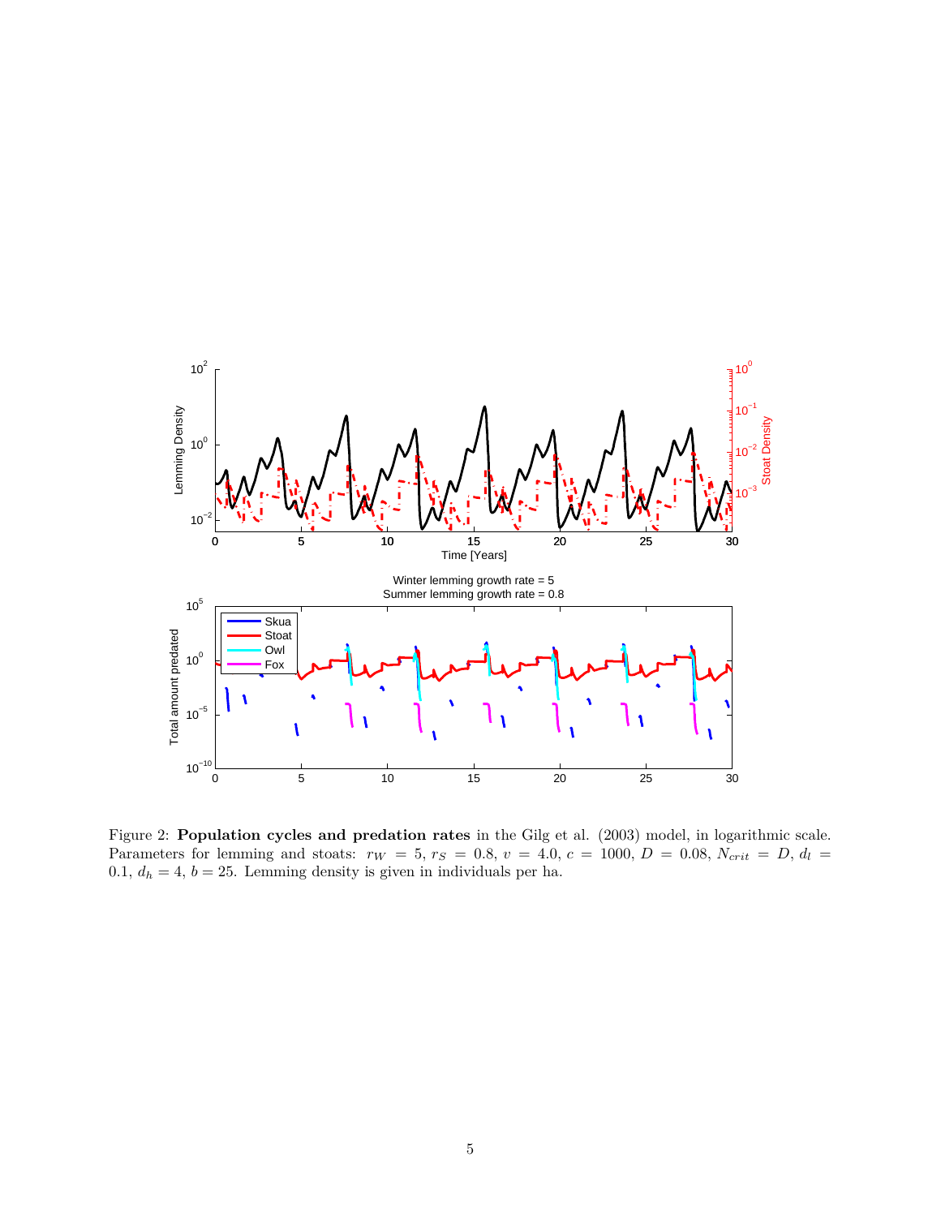Figure 2: **Population cycles and predation rates** in the Gilg et al. (2003) model, in logarithmic scale. Parameters for lemming and stoats: $r_W = 5$, $r_S = 0.8$, $v = 4.0$, $c = 1000$, $D = 0.08$, $N_{crit} = D$, $d_l = 0.1$, $d_h = 4$, $b = 25$. Lemming density is given in individuals per ha.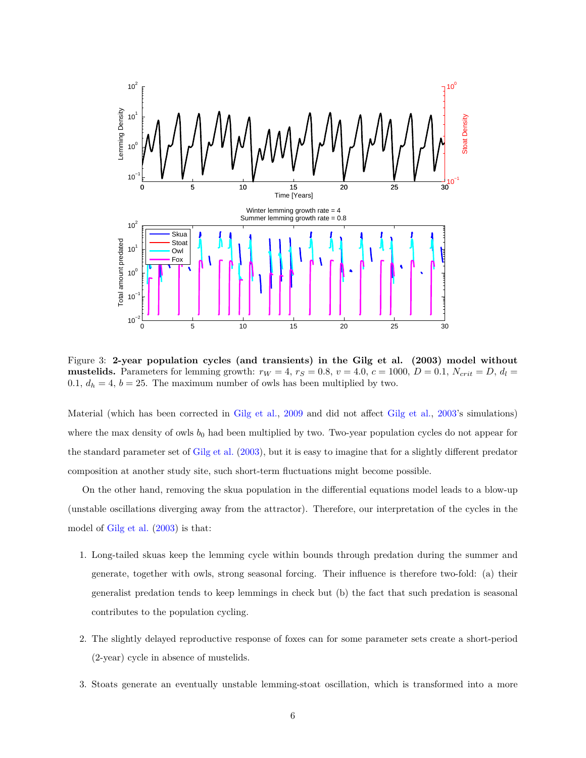Figure 3: **2-year population cycles (and transients) in the Gilg et al. (2003) model without mustelids.** Parameters for lemming growth: $r_W = 4$, $r_S = 0.8$, $v = 4.0$, $c = 1000$, $D = 0.1$, $N_{crit} = D$, $d_l = 0.1$, $d_h = 4$, $b = 25$. The maximum number of owls has been multiplied by two.

Material (which has been corrected in Gilg et al., 2009 and did not affect Gilg et al., 2003's simulations) where the max density of owls $b_0$ had been multiplied by two. Two-year population cycles do not appear for the standard parameter set of Gilg et al. (2003), but it is easy to imagine that for a slightly different predator composition at another study site, such short-term fluctuations might become possible.

On the other hand, removing the skua population in the differential equations model leads to a blow-up (unstable oscillations diverging away from the attractor). Therefore, our interpretation of the cycles in the model of Gilg et al. (2003) is that:

1. Long-tailed skuas keep the lemming cycle within bounds through predation during the summer and generate, together with owls, strong seasonal forcing. Their influence is therefore two-fold: (a) their generalist predation tends to keep lemmings in check but (b) the fact that such predation is seasonal contributes to the population cycling.

2. The slightly delayed reproductive response of foxes can for some parameter sets create a short-period (2-year) cycle in absence of mustelids.

3. Stoats generate an eventually unstable lemming-stoat oscillation, which is transformed into a more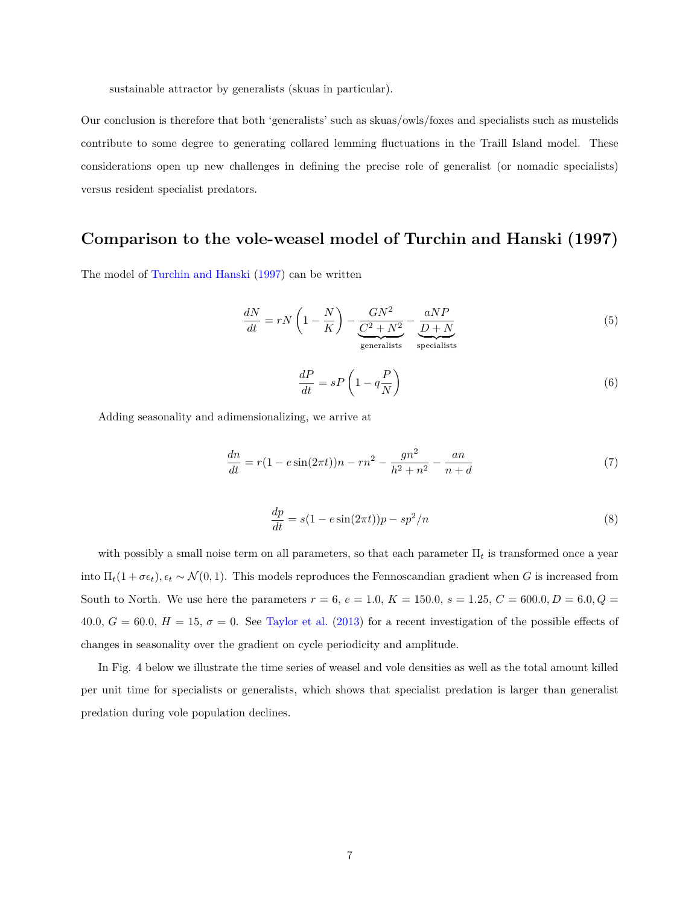sustainable attractor by generalists (skuas in particular).

Our conclusion is therefore that both 'generalists' such as skuas/owls/foxes and specialists such as mustelids contribute to some degree to generating collared lemming fluctuations in the Traill Island model. These considerations open up new challenges in defining the precise role of generalist (or nomadic specialists) versus resident specialist predators.

## Comparison to the vole-weasel model of Turchin and Hanski (1997)

The model of Turchin and Hanski (1997) can be written

$$\frac{dN}{dt} = rN\left(1 - \frac{N}{K}\right) - \underbrace{\frac{GN^2}{C^2 + N^2}}_{\text{generalists}} - \underbrace{\frac{aNP}{D + N}}_{\text{specialists}} \tag{5}$$

$$\frac{dP}{dt} = sP\left(1 - q\frac{P}{N}\right) \tag{6}$$

Adding seasonality and adimensionalizing, we arrive at

$$\frac{dn}{dt} = r(1 - e\sin(2\pi t))n - rn^2 - \frac{gn^2}{h^2 + n^2} - \frac{an}{n + d} \tag{7}$$

$$\frac{dp}{dt} = s(1 - e\sin(2\pi t))p - sp^2/n \tag{8}$$

with possibly a small noise term on all parameters, so that each parameter $\Pi_t$ is transformed once a year into $\Pi_t(1 + \sigma\epsilon_t), \epsilon_t \sim \mathcal{N}(0, 1)$. This models reproduces the Fennoscandian gradient when $G$ is increased from South to North. We use here the parameters $r = 6$, $e = 1.0$, $K = 150.0$, $s = 1.25$, $C = 600.0, D = 6.0, Q = 40.0$, $G = 60.0$, $H = 15$, $\sigma = 0$. See Taylor et al. (2013) for a recent investigation of the possible effects of changes in seasonality over the gradient on cycle periodicity and amplitude.

In Fig. 4 below we illustrate the time series of weasel and vole densities as well as the total amount killed per unit time for specialists or generalists, which shows that specialist predation is larger than generalist predation during vole population declines.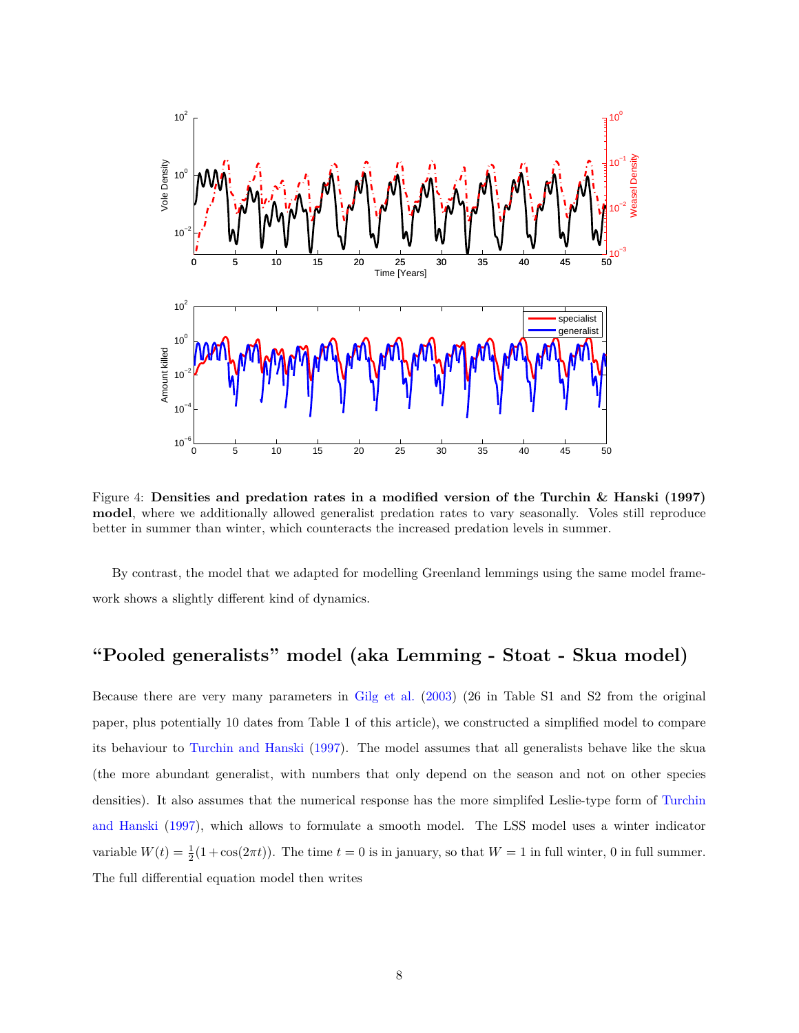Figure 4: **Densities and predation rates in a modified version of the Turchin & Hanski (1997) model**, where we additionally allowed generalist predation rates to vary seasonally. Voles still reproduce better in summer than winter, which counteracts the increased predation levels in summer.

By contrast, the model that we adapted for modelling Greenland lemmings using the same model framework shows a slightly different kind of dynamics.

## "Pooled generalists" model (aka Lemming - Stoat - Skua model)

Because there are very many parameters in Gilg et al. (2003) (26 in Table S1 and S2 from the original paper, plus potentially 10 dates from Table 1 of this article), we constructed a simplified model to compare its behaviour to Turchin and Hanski (1997). The model assumes that all generalists behave like the skua (the more abundant generalist, with numbers that only depend on the season and not on other species densities). It also assumes that the numerical response has the more simplifed Leslie-type form of Turchin and Hanski (1997), which allows to formulate a smooth model. The LSS model uses a winter indicator variable $W(t) = \frac{1}{2}(1 + \cos(2\pi t))$. The time $t = 0$ is in january, so that $W = 1$ in full winter, 0 in full summer. The full differential equation model then writes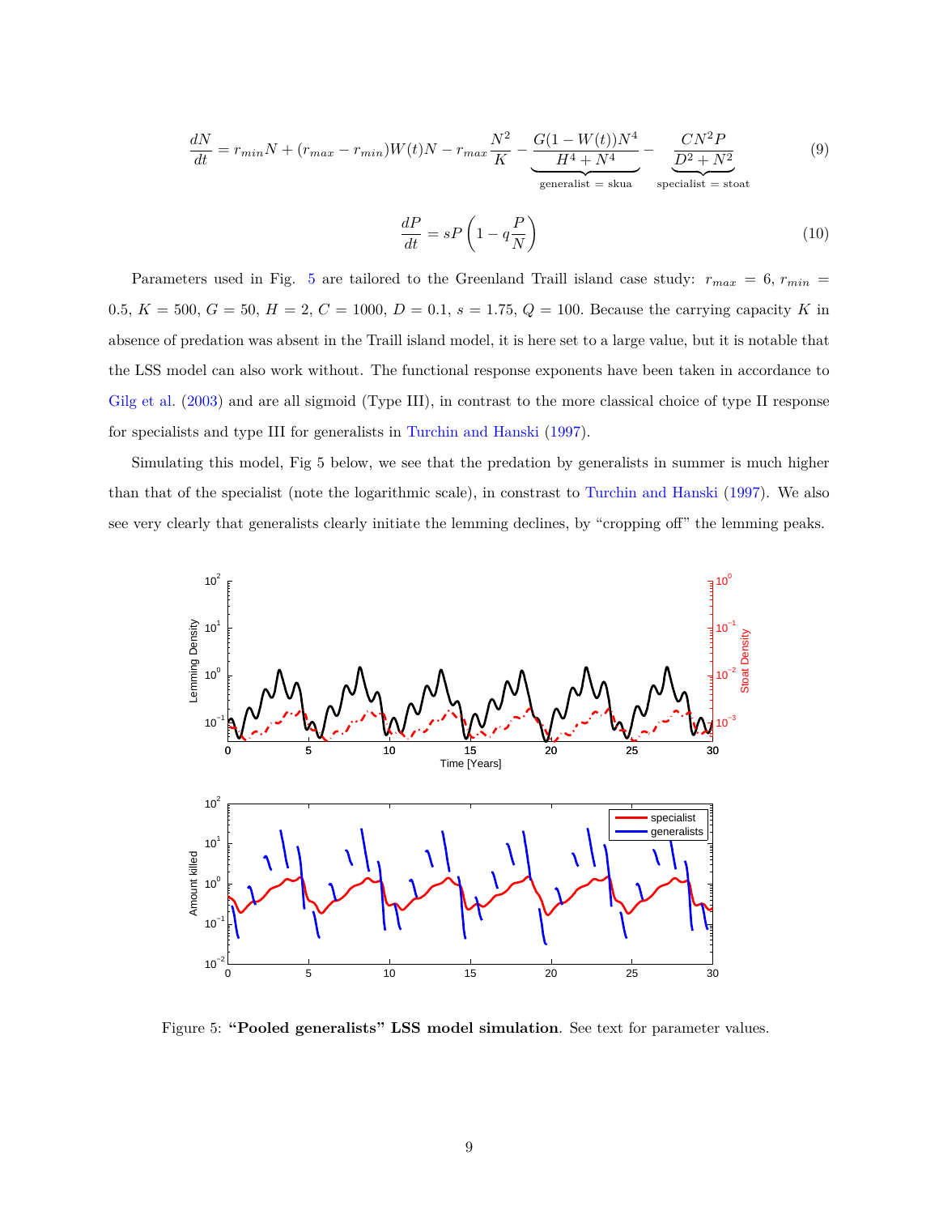$$\frac{dN}{dt} = r_{min}N + (r_{max} - r_{min})W(t)N - r_{max}\frac{N^2}{K} - \underbrace{\frac{G(1-W(t))N^4}{H^4+N^4}}_{\text{generalist = skua}} - \underbrace{\frac{CN^2P}{D^2+N^2}}_{\text{specialist = stoat}} \tag{9}$$

$$\frac{dP}{dt} = sP\left(1 - q\frac{P}{N}\right) \tag{10}$$

Parameters used in Fig. 5 are tailored to the Greenland Traill island case study: $r_{max} = 6$, $r_{min} = 0.5$, $K = 500$, $G = 50$, $H = 2$, $C = 1000$, $D = 0.1$, $s = 1.75$, $Q = 100$. Because the carrying capacity $K$ in absence of predation was absent in the Traill island model, it is here set to a large value, but it is notable that the LSS model can also work without. The functional response exponents have been taken in accordance to Gilg et al. (2003) and are all sigmoid (Type III), in contrast to the more classical choice of type II response for specialists and type III for generalists in Turchin and Hanski (1997).

Simulating this model, Fig 5 below, we see that the predation by generalists in summer is much higher than that of the specialist (note the logarithmic scale), in constrast to Turchin and Hanski (1997). We also see very clearly that generalists clearly initiate the lemming declines, by "cropping off" the lemming peaks.

Figure 5: **"Pooled generalists" LSS model simulation**. See text for parameter values.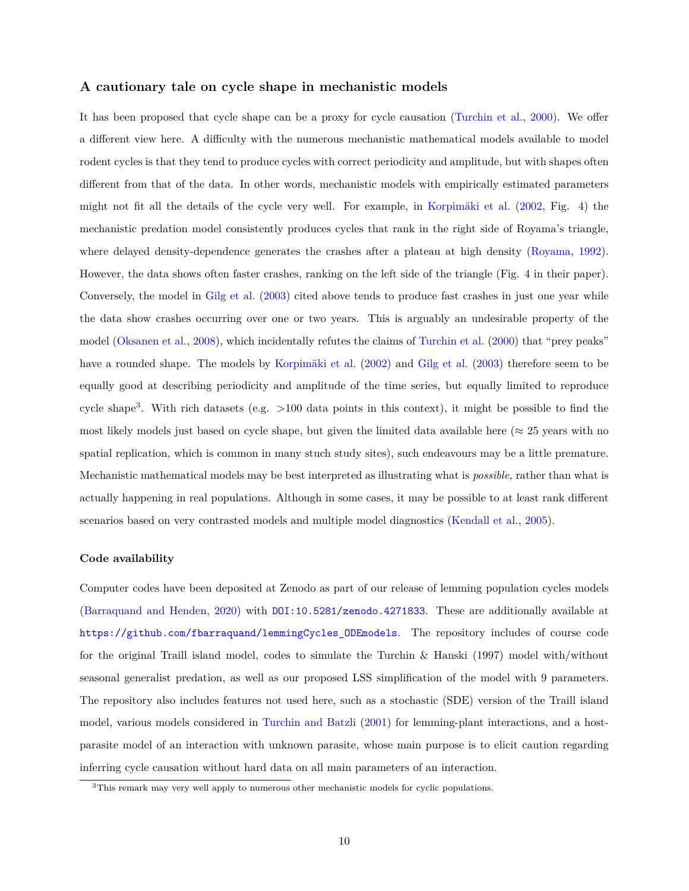### A cautionary tale on cycle shape in mechanistic models

It has been proposed that cycle shape can be a proxy for cycle causation (Turchin et al., 2000). We offer a different view here. A difficulty with the numerous mechanistic mathematical models available to model rodent cycles is that they tend to produce cycles with correct periodicity and amplitude, but with shapes often different from that of the data. In other words, mechanistic models with empirically estimated parameters might not fit all the details of the cycle very well. For example, in Korpimäki et al. (2002, Fig. 4) the mechanistic predation model consistently produces cycles that rank in the right side of Royama's triangle, where delayed density-dependence generates the crashes after a plateau at high density (Royama, 1992). However, the data shows often faster crashes, ranking on the left side of the triangle (Fig. 4 in their paper). Conversely, the model in Gilg et al. (2003) cited above tends to produce fast crashes in just one year while the data show crashes occurring over one or two years. This is arguably an undesirable property of the model (Oksanen et al., 2008), which incidentally refutes the claims of Turchin et al. (2000) that "prey peaks" have a rounded shape. The models by Korpimäki et al. (2002) and Gilg et al. (2003) therefore seem to be equally good at describing periodicity and amplitude of the time series, but equally limited to reproduce cycle shape[3]. With rich datasets (e.g. >100 data points in this context), it might be possible to find the most likely models just based on cycle shape, but given the limited data available here ($\approx$ 25 years with no spatial replication, which is common in many stuch study sites), such endeavours may be a little premature. Mechanistic mathematical models may be best interpreted as illustrating what is *possible,* rather than what is actually happening in real populations. Although in some cases, it may be possible to at least rank different scenarios based on very contrasted models and multiple model diagnostics (Kendall et al., 2005).

#### Code availability

Computer codes have been deposited at Zenodo as part of our release of lemming population cycles models (Barraquand and Henden, 2020) with `DOI:10.5281/zenodo.4271833`. These are additionally available at `https://github.com/fbarraquand/lemmingCycles_ODEmodels`. The repository includes of course code for the original Traill island model, codes to simulate the Turchin & Hanski (1997) model with/without seasonal generalist predation, as well as our proposed LSS simplification of the model with 9 parameters. The repository also includes features not used here, such as a stochastic (SDE) version of the Traill island model, various models considered in Turchin and Batzli (2001) for lemming-plant interactions, and a host-parasite model of an interaction with unknown parasite, whose main purpose is to elicit caution regarding inferring cycle causation without hard data on all main parameters of an interaction.

[3]This remark may very well apply to numerous other mechanistic models for cyclic populations.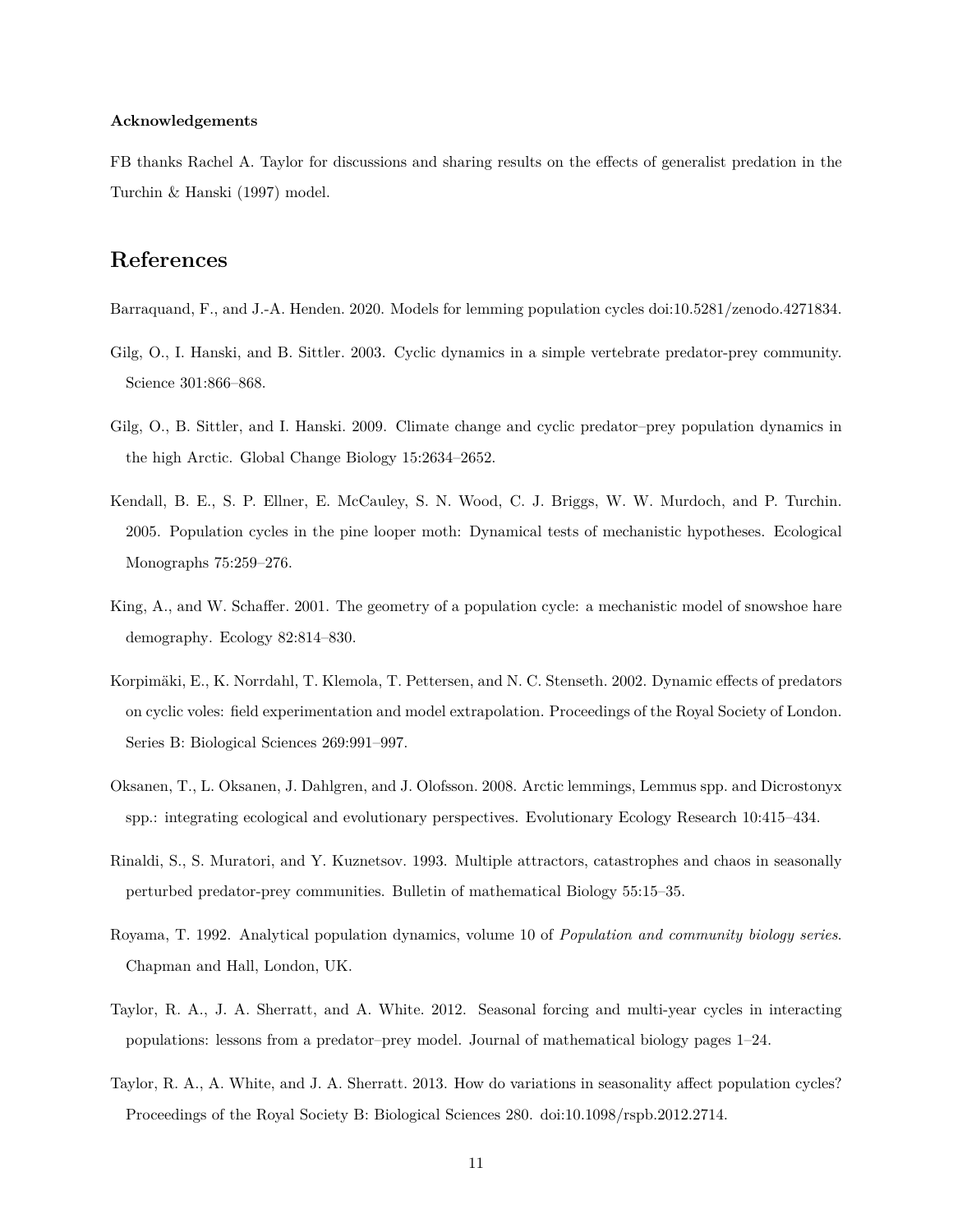**Acknowledgements**

FB thanks Rachel A. Taylor for discussions and sharing results on the effects of generalist predation in the Turchin & Hanski (1997) model.

# References

Barraquand, F., and J.-A. Henden. 2020. Models for lemming population cycles doi:10.5281/zenodo.4271834.

Gilg, O., I. Hanski, and B. Sittler. 2003. Cyclic dynamics in a simple vertebrate predator-prey community. Science 301:866–868.

Gilg, O., B. Sittler, and I. Hanski. 2009. Climate change and cyclic predator–prey population dynamics in the high Arctic. Global Change Biology 15:2634–2652.

Kendall, B. E., S. P. Ellner, E. McCauley, S. N. Wood, C. J. Briggs, W. W. Murdoch, and P. Turchin. 2005. Population cycles in the pine looper moth: Dynamical tests of mechanistic hypotheses. Ecological Monographs 75:259–276.

King, A., and W. Schaffer. 2001. The geometry of a population cycle: a mechanistic model of snowshoe hare demography. Ecology 82:814–830.

Korpimäki, E., K. Norrdahl, T. Klemola, T. Pettersen, and N. C. Stenseth. 2002. Dynamic effects of predators on cyclic voles: field experimentation and model extrapolation. Proceedings of the Royal Society of London. Series B: Biological Sciences 269:991–997.

Oksanen, T., L. Oksanen, J. Dahlgren, and J. Olofsson. 2008. Arctic lemmings, Lemmus spp. and Dicrostonyx spp.: integrating ecological and evolutionary perspectives. Evolutionary Ecology Research 10:415–434.

Rinaldi, S., S. Muratori, and Y. Kuznetsov. 1993. Multiple attractors, catastrophes and chaos in seasonally perturbed predator-prey communities. Bulletin of mathematical Biology 55:15–35.

Royama, T. 1992. Analytical population dynamics, volume 10 of *Population and community biology series*. Chapman and Hall, London, UK.

Taylor, R. A., J. A. Sherratt, and A. White. 2012. Seasonal forcing and multi-year cycles in interacting populations: lessons from a predator–prey model. Journal of mathematical biology pages 1–24.

Taylor, R. A., A. White, and J. A. Sherratt. 2013. How do variations in seasonality affect population cycles? Proceedings of the Royal Society B: Biological Sciences 280. doi:10.1098/rspb.2012.2714.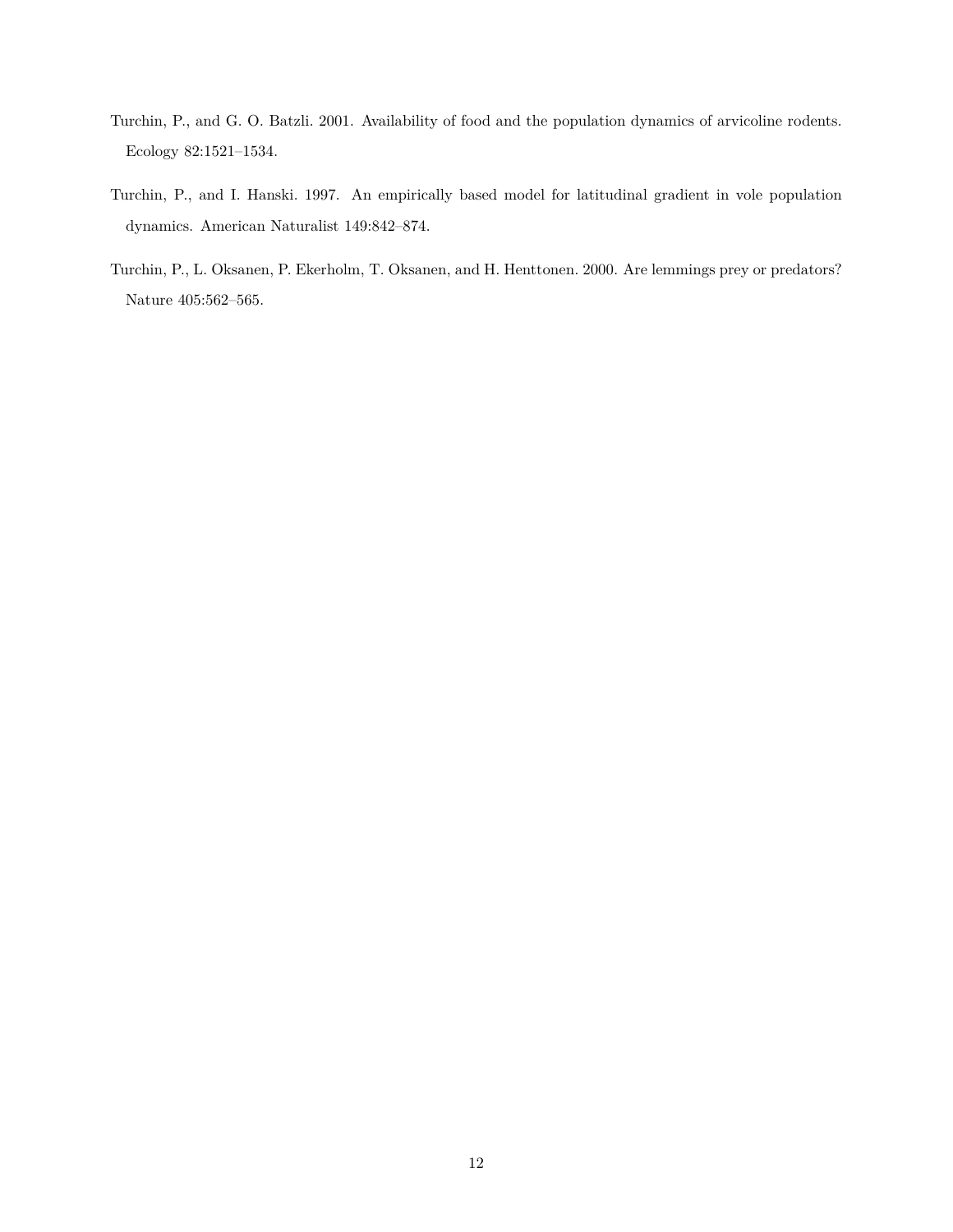Turchin, P., and G. O. Batzli. 2001. Availability of food and the population dynamics of arvicoline rodents. Ecology 82:1521–1534.

Turchin, P., and I. Hanski. 1997. An empirically based model for latitudinal gradient in vole population dynamics. American Naturalist 149:842–874.

Turchin, P., L. Oksanen, P. Ekerholm, T. Oksanen, and H. Henttonen. 2000. Are lemmings prey or predators? Nature 405:562–565.